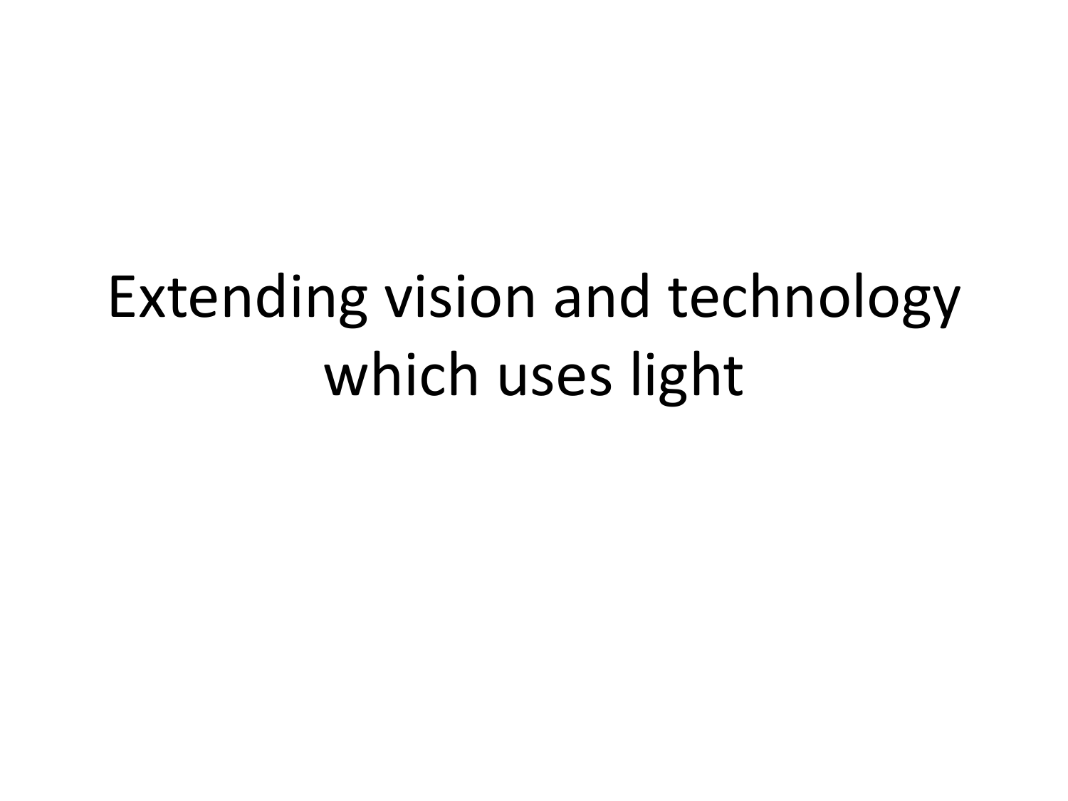# Extending vision and technology which uses light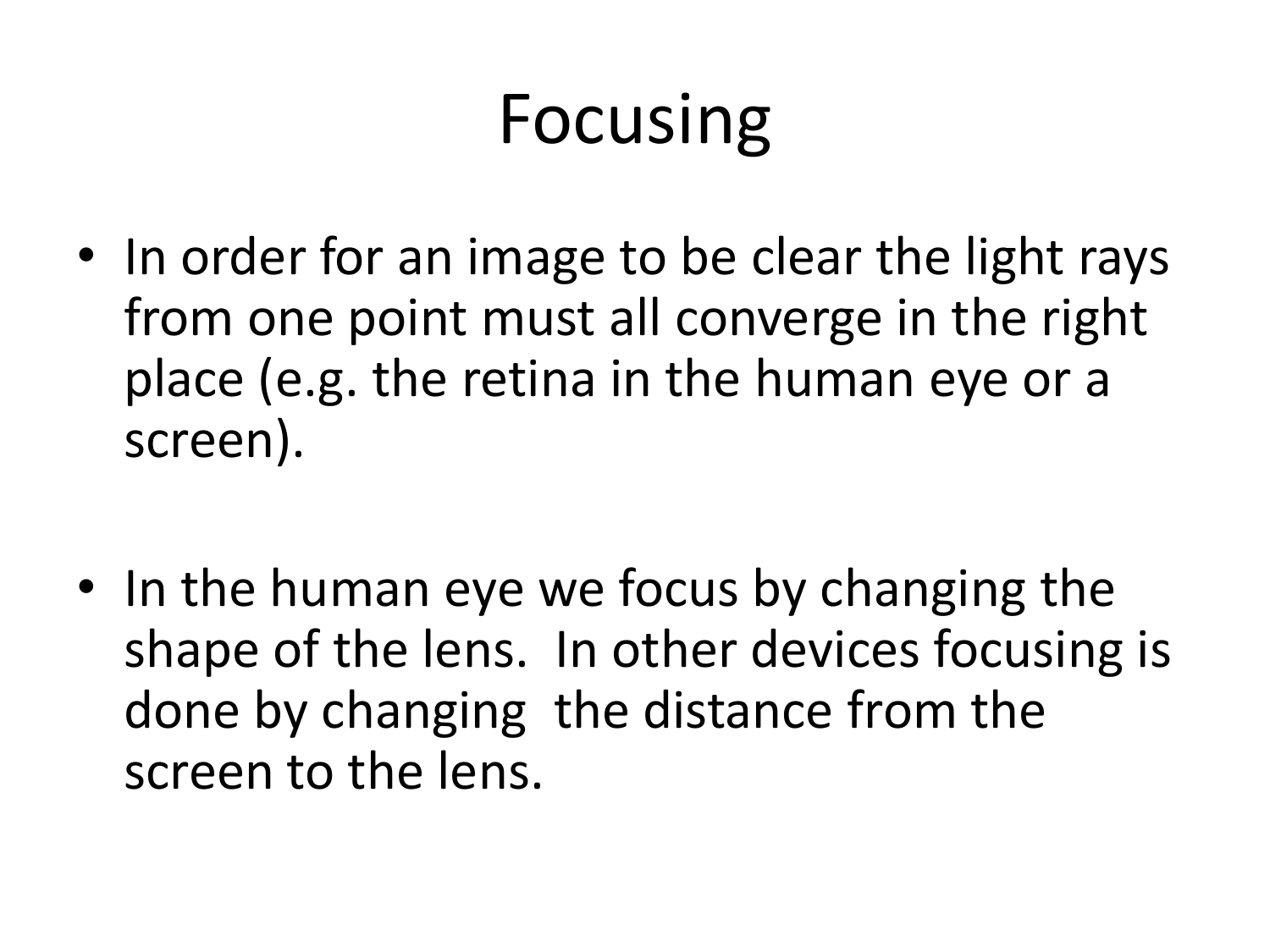# Focusing

- In order for an image to be clear the light rays from one point must all converge in the right place (e.g. the retina in the human eye or a screen).

- In the human eye we focus by changing the shape of the lens. In other devices focusing is done by changing the distance from the screen to the lens.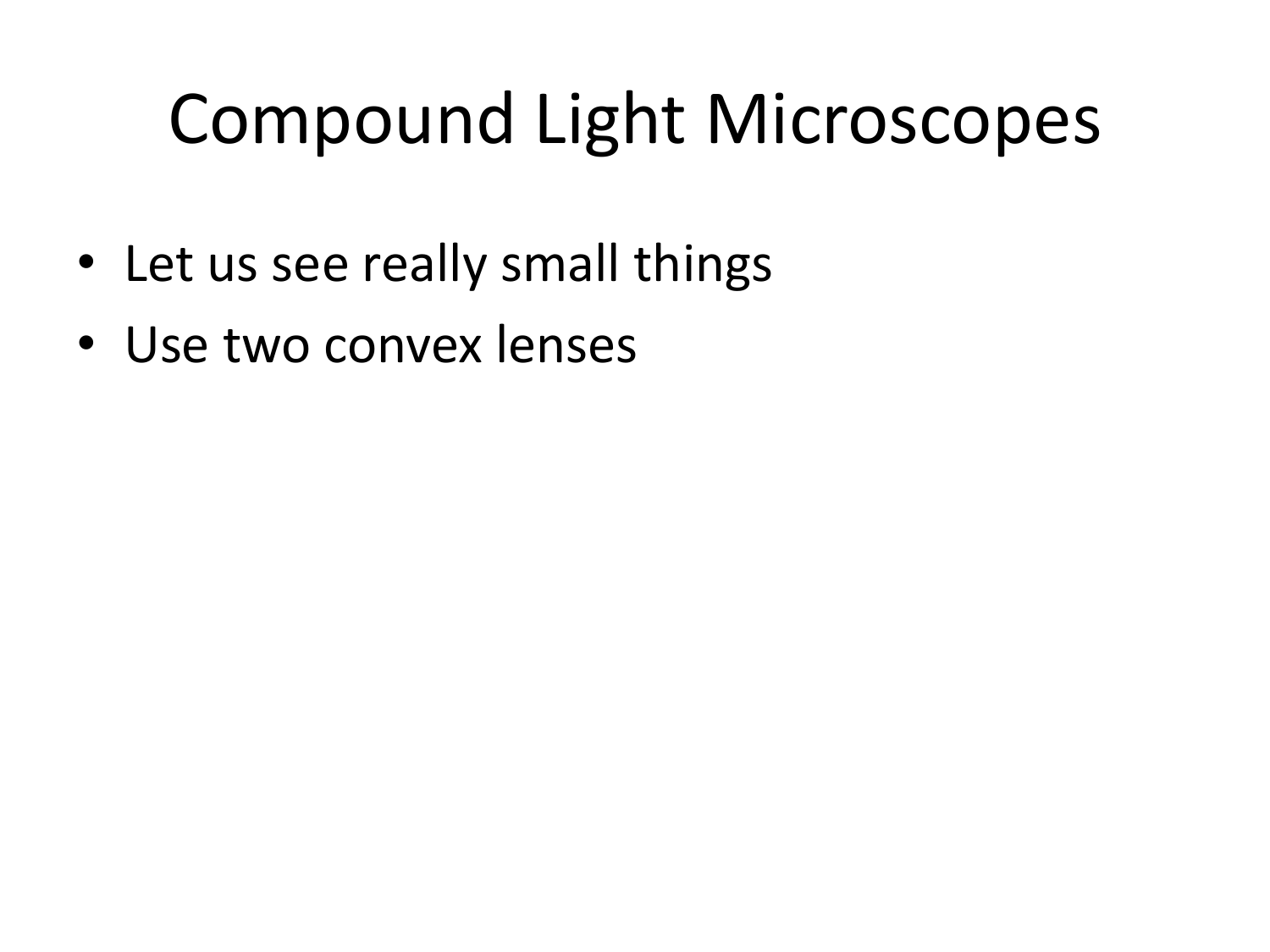# Compound Light Microscopes

- Let us see really small things
- Use two convex lenses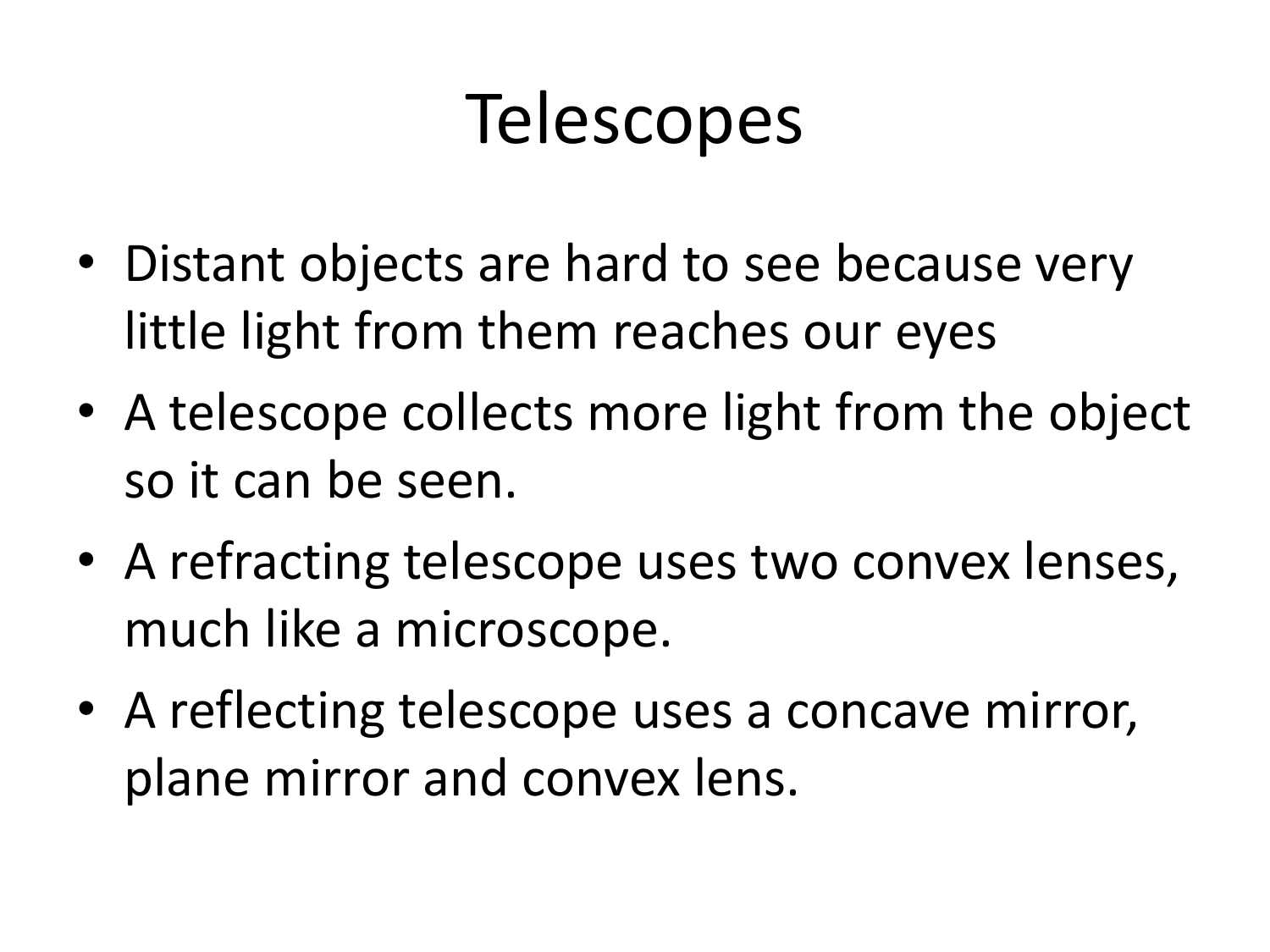# Telescopes

- Distant objects are hard to see because very little light from them reaches our eyes
- A telescope collects more light from the object so it can be seen.
- A refracting telescope uses two convex lenses, much like a microscope.
- A reflecting telescope uses a concave mirror, plane mirror and convex lens.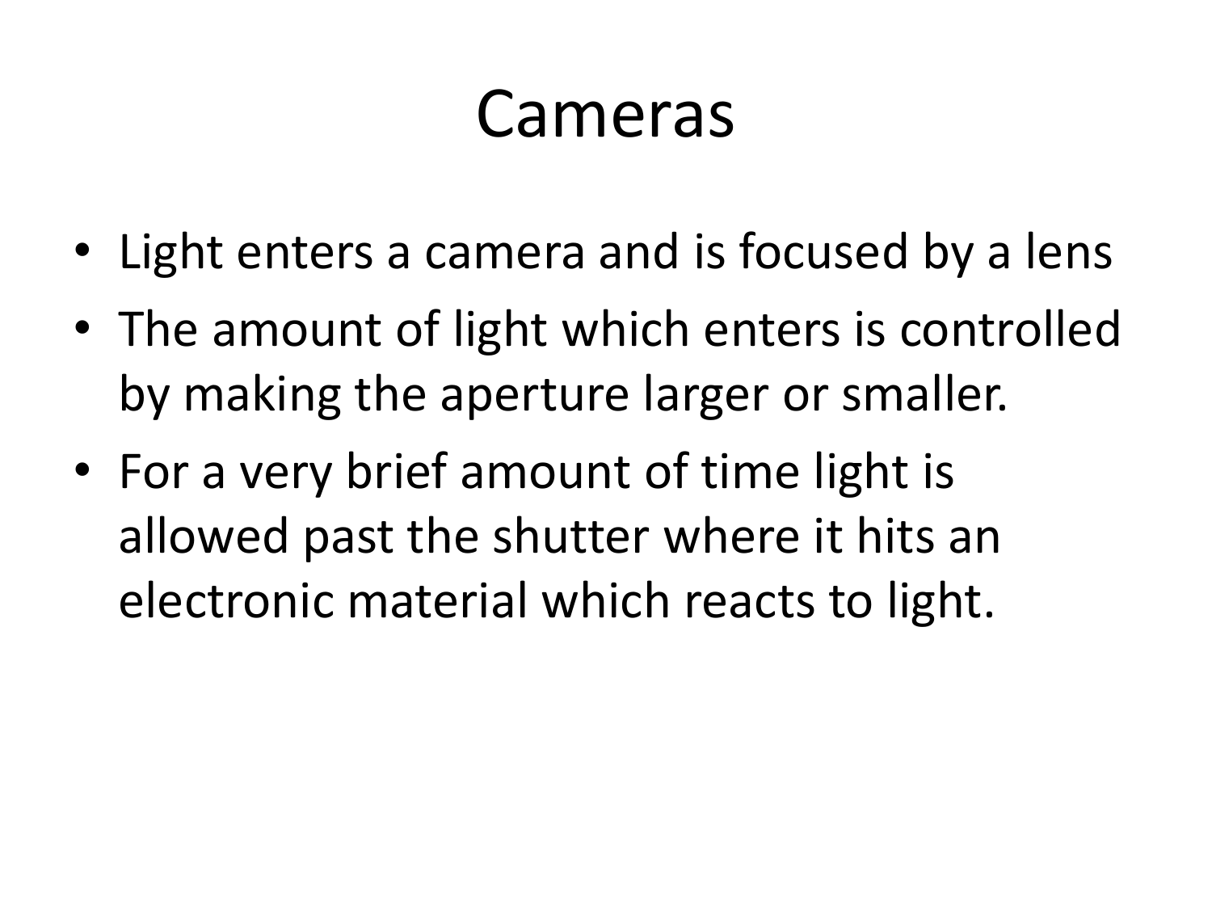# Cameras

- Light enters a camera and is focused by a lens
- The amount of light which enters is controlled by making the aperture larger or smaller.
- For a very brief amount of time light is allowed past the shutter where it hits an electronic material which reacts to light.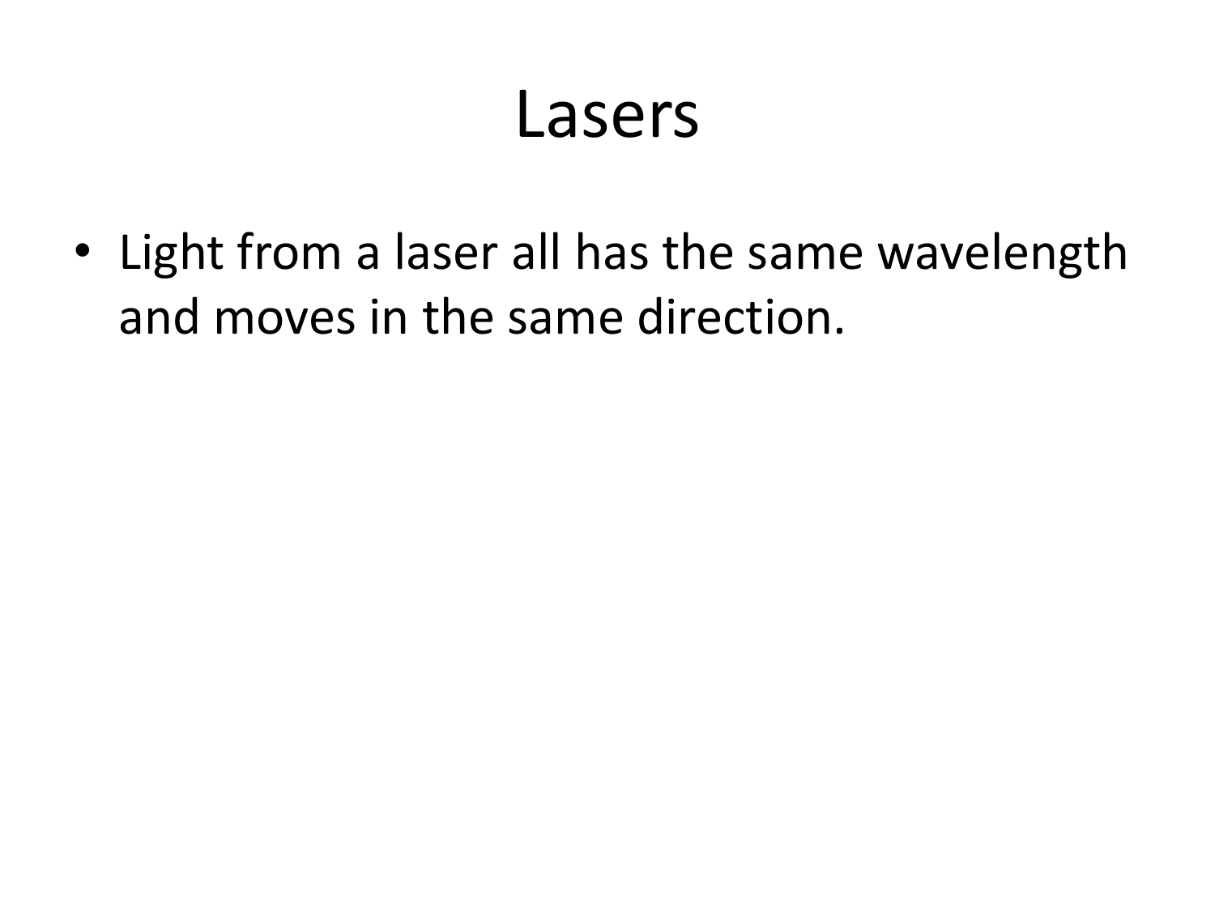# Lasers

- Light from a laser all has the same wavelength and moves in the same direction.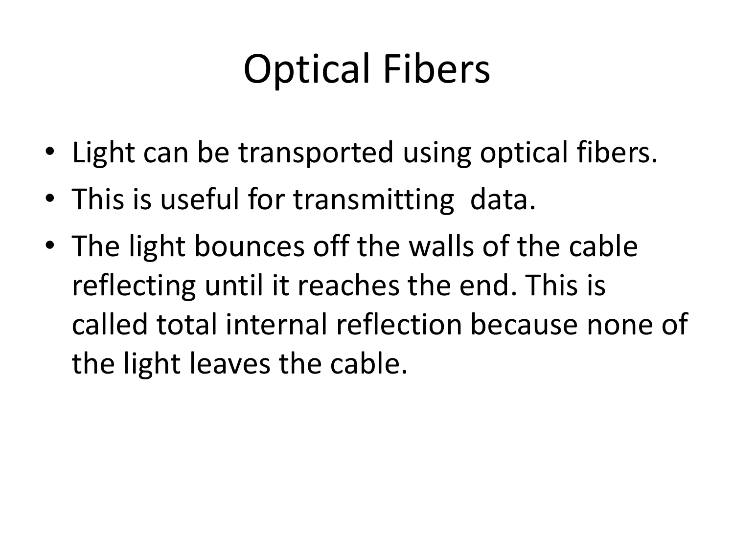# Optical Fibers

- Light can be transported using optical fibers.
- This is useful for transmitting  data.
- The light bounces off the walls of the cable reflecting until it reaches the end. This is called total internal reflection because none of the light leaves the cable.